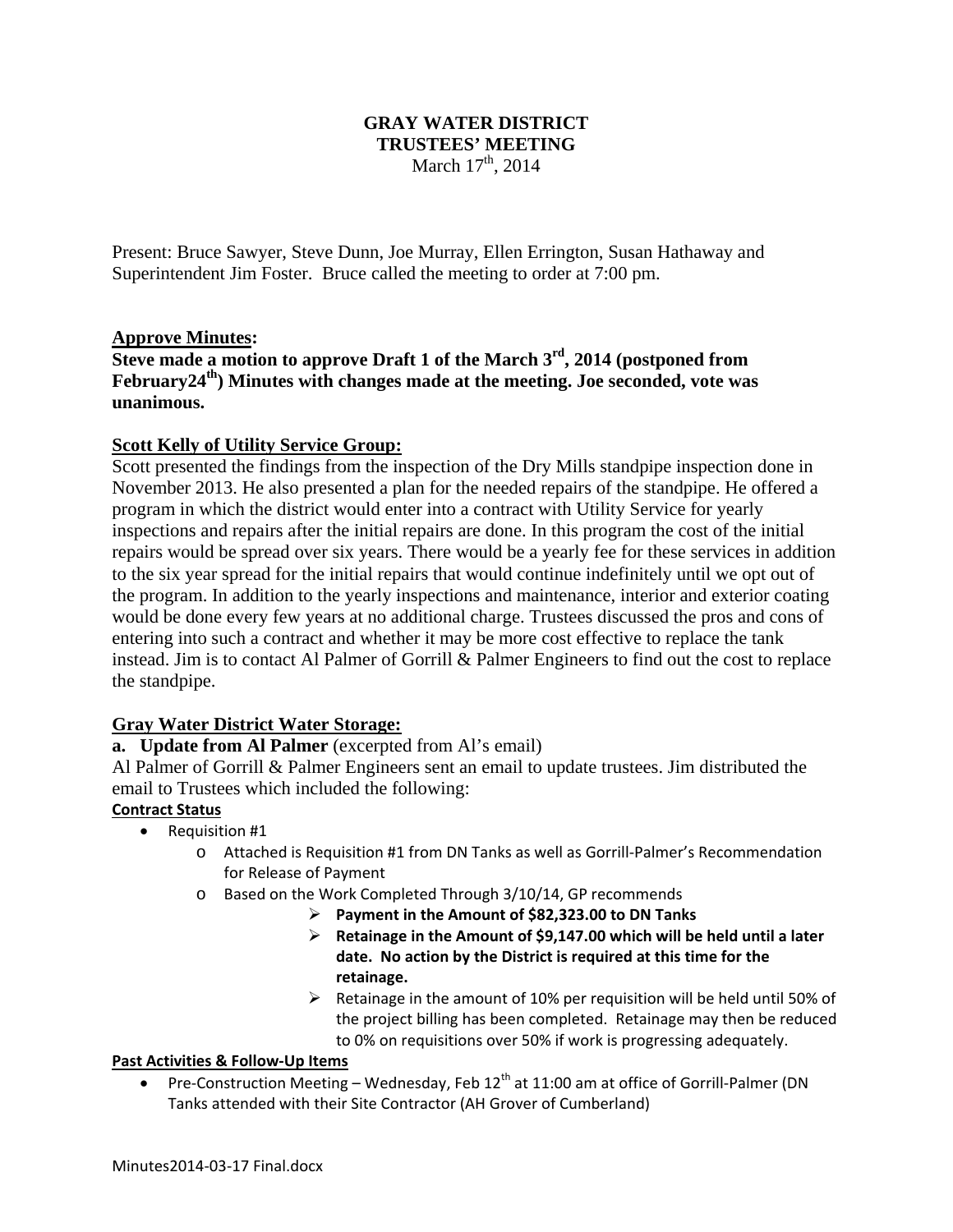# GRAY WATER DISTRICT
## TRUSTEES' MEETING
March 17th, 2014

Present: Bruce Sawyer, Steve Dunn, Joe Murray, Ellen Errington, Susan Hathaway and Superintendent Jim Foster. Bruce called the meeting to order at 7:00 pm.

### Approve Minutes:

**Steve made a motion to approve Draft 1 of the March 3rd, 2014 (postponed from February24th) Minutes with changes made at the meeting. Joe seconded, vote was unanimous.**

### Scott Kelly of Utility Service Group:

Scott presented the findings from the inspection of the Dry Mills standpipe inspection done in November 2013. He also presented a plan for the needed repairs of the standpipe. He offered a program in which the district would enter into a contract with Utility Service for yearly inspections and repairs after the initial repairs are done. In this program the cost of the initial repairs would be spread over six years. There would be a yearly fee for these services in addition to the six year spread for the initial repairs that would continue indefinitely until we opt out of the program. In addition to the yearly inspections and maintenance, interior and exterior coating would be done every few years at no additional charge. Trustees discussed the pros and cons of entering into such a contract and whether it may be more cost effective to replace the tank instead. Jim is to contact Al Palmer of Gorrill & Palmer Engineers to find out the cost to replace the standpipe.

### Gray Water District Water Storage:

**a. Update from Al Palmer** (excerpted from Al's email)

Al Palmer of Gorrill & Palmer Engineers sent an email to update trustees. Jim distributed the email to Trustees which included the following:

**Contract Status**

- Requisition #1
  - Attached is Requisition #1 from DN Tanks as well as Gorrill-Palmer's Recommendation for Release of Payment
  - Based on the Work Completed Through 3/10/14, GP recommends
    - **Payment in the Amount of $82,323.00 to DN Tanks**
    - **Retainage in the Amount of $9,147.00 which will be held until a later date. No action by the District is required at this time for the retainage.**
    - Retainage in the amount of 10% per requisition will be held until 50% of the project billing has been completed. Retainage may then be reduced to 0% on requisitions over 50% if work is progressing adequately.

**Past Activities & Follow-Up Items**

- Pre-Construction Meeting – Wednesday, Feb 12th at 11:00 am at office of Gorrill-Palmer (DN Tanks attended with their Site Contractor (AH Grover of Cumberland)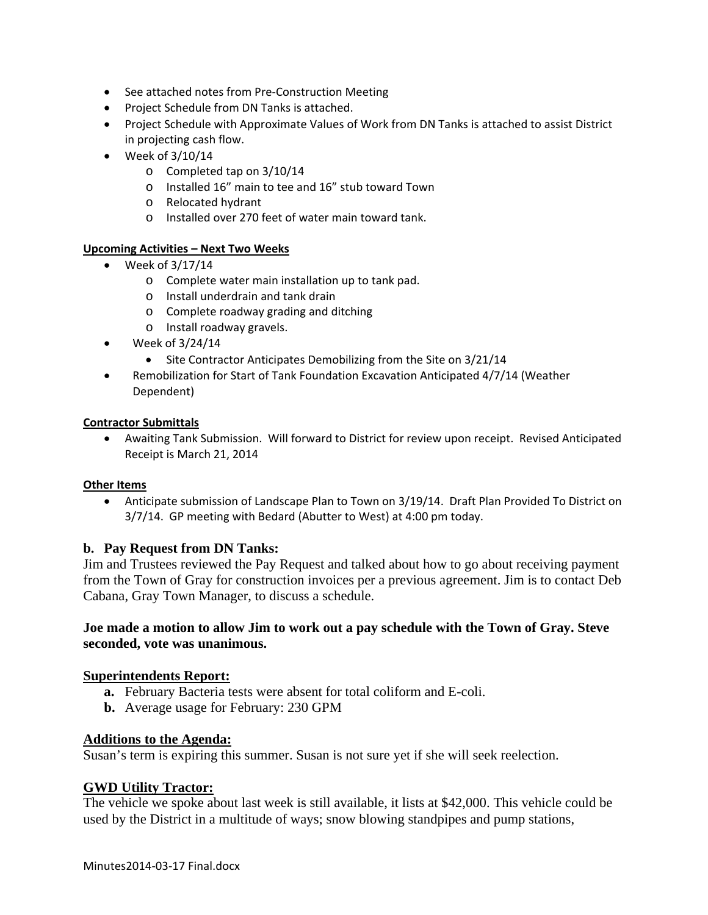- See attached notes from Pre-Construction Meeting
- Project Schedule from DN Tanks is attached.
- Project Schedule with Approximate Values of Work from DN Tanks is attached to assist District in projecting cash flow.
- Week of 3/10/14
  - Completed tap on 3/10/14
  - Installed 16" main to tee and 16" stub toward Town
  - Relocated hydrant
  - Installed over 270 feet of water main toward tank.

**Upcoming Activities – Next Two Weeks**

- Week of 3/17/14
  - Complete water main installation up to tank pad.
  - Install underdrain and tank drain
  - Complete roadway grading and ditching
  - Install roadway gravels.
- Week of 3/24/14
  - Site Contractor Anticipates Demobilizing from the Site on 3/21/14
- Remobilization for Start of Tank Foundation Excavation Anticipated 4/7/14 (Weather Dependent)

**Contractor Submittals**

- Awaiting Tank Submission. Will forward to District for review upon receipt. Revised Anticipated Receipt is March 21, 2014

**Other Items**

- Anticipate submission of Landscape Plan to Town on 3/19/14. Draft Plan Provided To District on 3/7/14. GP meeting with Bedard (Abutter to West) at 4:00 pm today.

**b. Pay Request from DN Tanks:**

Jim and Trustees reviewed the Pay Request and talked about how to go about receiving payment from the Town of Gray for construction invoices per a previous agreement. Jim is to contact Deb Cabana, Gray Town Manager, to discuss a schedule.

**Joe made a motion to allow Jim to work out a pay schedule with the Town of Gray. Steve seconded, vote was unanimous.**

## Superintendents Report:

- **a.** February Bacteria tests were absent for total coliform and E-coli.
- **b.** Average usage for February: 230 GPM

## Additions to the Agenda:

Susan's term is expiring this summer. Susan is not sure yet if she will seek reelection.

## GWD Utility Tractor:

The vehicle we spoke about last week is still available, it lists at $42,000. This vehicle could be used by the District in a multitude of ways; snow blowing standpipes and pump stations,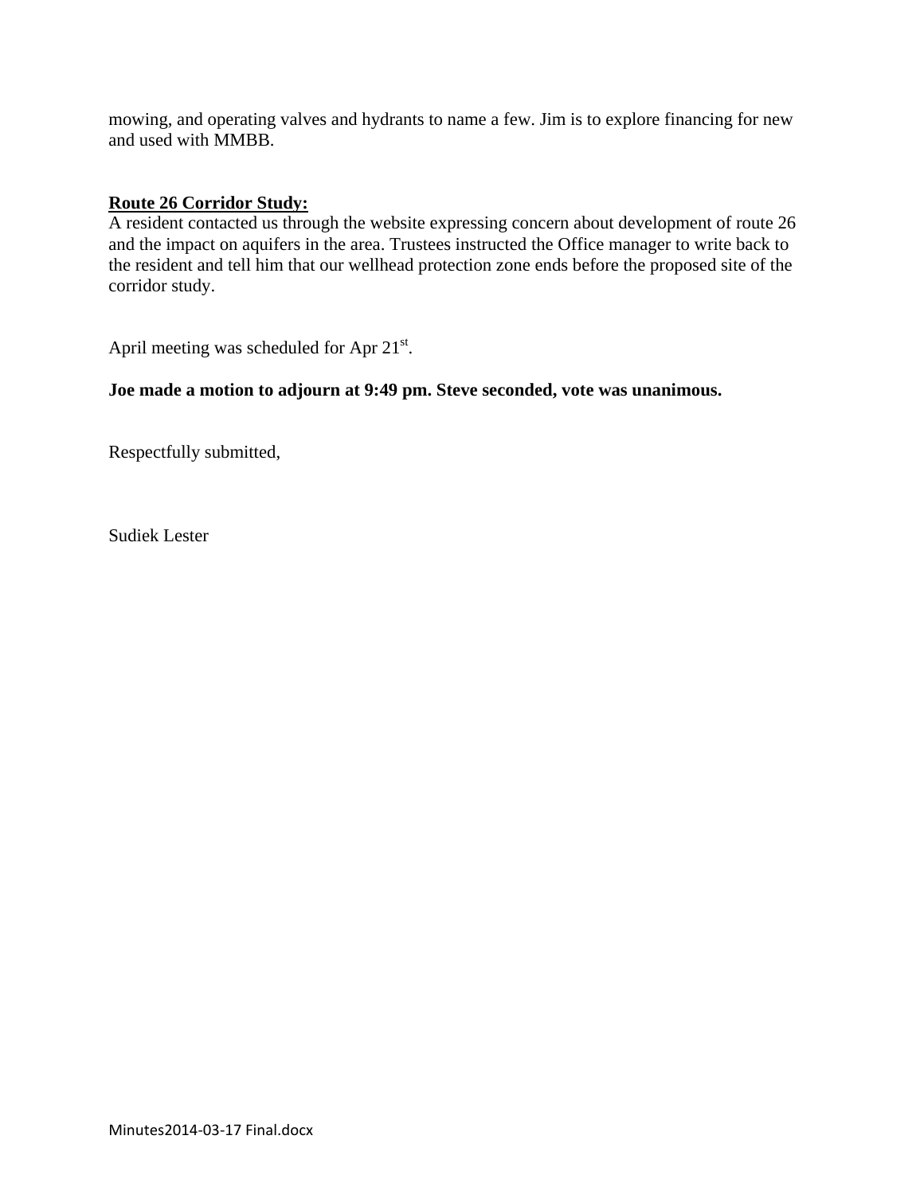mowing, and operating valves and hydrants to name a few. Jim is to explore financing for new and used with MMBB.

**Route 26 Corridor Study:**

A resident contacted us through the website expressing concern about development of route 26 and the impact on aquifers in the area. Trustees instructed the Office manager to write back to the resident and tell him that our wellhead protection zone ends before the proposed site of the corridor study.

April meeting was scheduled for Apr 21st.

**Joe made a motion to adjourn at 9:49 pm. Steve seconded, vote was unanimous.**

Respectfully submitted,

Sudiek Lester